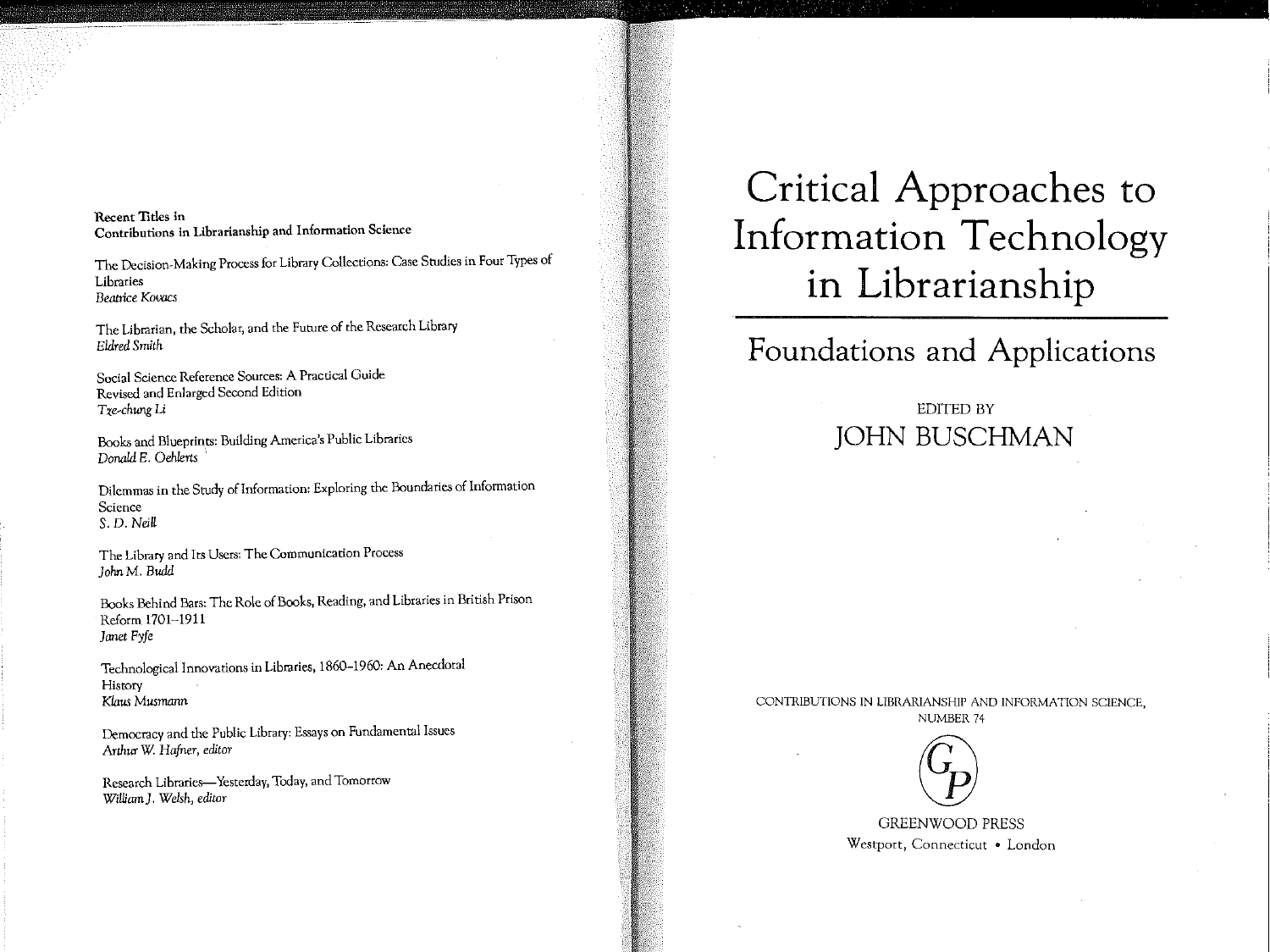**Recent Titles in Contributions in Librarianship and Information Science**

The Decision-Making Process for Library Collections: Case Studies in Four Types of Libraries
*Beatrice Kovacs*

The Librarian, the Scholar, and the Future of the Research Library
*Eldred Smith*

Social Science Reference Sources: A Practical Guide
Revised and Enlarged Second Edition
*Tze-chung Li*

Books and Blueprints: Building America's Public Libraries
*Donald E. Oehlerts*

Dilemmas in the Study of Information: Exploring the Boundaries of Information Science
*S. D. Neill*

The Library and Its Users: The Communication Process
*John M. Budd*

Books Behind Bars: The Role of Books, Reading, and Libraries in British Prison Reform 1701–1911
*Janet Fyfe*

Technological Innovations in Libraries, 1860–1960: An Anecdotal History
*Klaus Musmann*

Democracy and the Public Library: Essays on Fundamental Issues
*Arthur W. Hafner, editor*

Research Libraries—Yesterday, Today, and Tomorrow
*William J. Welsh, editor*

# Critical Approaches to Information Technology in Librarianship

## Foundations and Applications

EDITED BY
JOHN BUSCHMAN

CONTRIBUTIONS IN LIBRARIANSHIP AND INFORMATION SCIENCE, NUMBER 74

GREENWOOD PRESS
Westport, Connecticut • London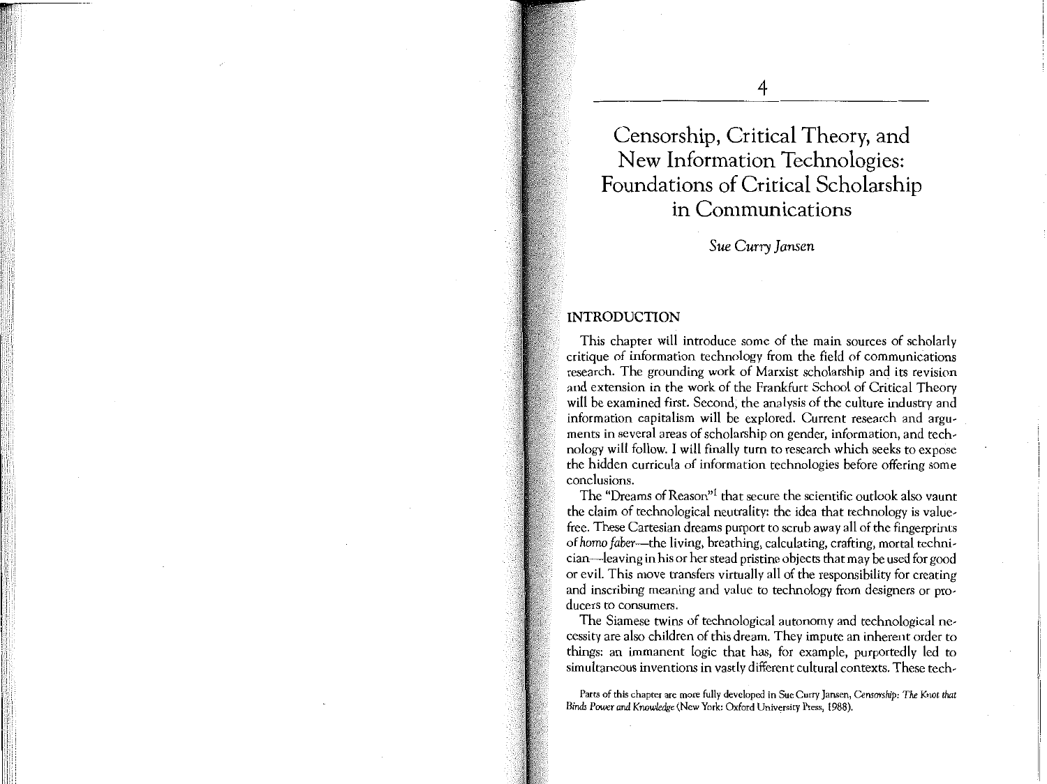# 4

# Censorship, Critical Theory, and New Information Technologies: Foundations of Critical Scholarship in Communications

*Sue Curry Jansen*

## INTRODUCTION

This chapter will introduce some of the main sources of scholarly critique of information technology from the field of communications research. The grounding work of Marxist scholarship and its revision and extension in the work of the Frankfurt School of Critical Theory will be examined first. Second, the analysis of the culture industry and information capitalism will be explored. Current research and arguments in several areas of scholarship on gender, information, and technology will follow. I will finally turn to research which seeks to expose the hidden curricula of information technologies before offering some conclusions.

The "Dreams of Reason"[1] that secure the scientific outlook also vaunt the claim of technological neutrality: the idea that technology is value-free. These Cartesian dreams purport to scrub away all of the fingerprints of *homo faber*—the living, breathing, calculating, crafting, mortal technician—leaving in his or her stead pristine objects that may be used for good or evil. This move transfers virtually all of the responsibility for creating and inscribing meaning and value to technology from designers or producers to consumers.

The Siamese twins of technological autonomy and technological necessity are also children of this dream. They impute an inherent order to things: an immanent logic that has, for example, purportedly led to simultaneous inventions in vastly different cultural contexts. These tech-

Parts of this chapter are more fully developed in Sue Curry Jansen, *Censorship: The Knot that Binds Power and Knowledge* (New York: Oxford University Press, 1988).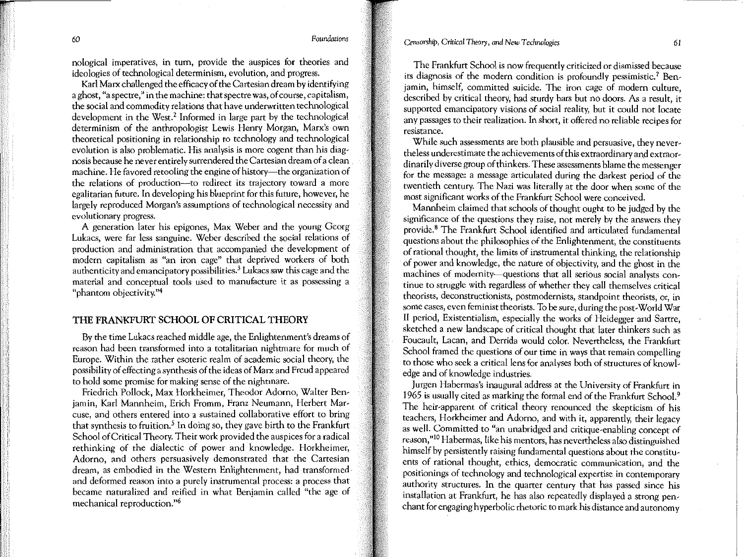nological imperatives, in turn, provide the auspices for theories and ideologies of technological determinism, evolution, and progress.

Karl Marx challenged the efficacy of the Cartesian dream by identifying a ghost, "a spectre," in the machine: that spectre was, of course, capitalism, the social and commodity relations that have underwritten technological development in the West.[2] Informed in large part by the technological determinism of the anthropologist Lewis Henry Morgan, Marx's own theoretical positioning in relationship to technology and technological evolution is also problematic. His analysis is more cogent than his diagnosis because he never entirely surrendered the Cartesian dream of a clean machine. He favored retooling the engine of history—the organization of the relations of production—to redirect its trajectory toward a more egalitarian future. In developing his blueprint for this future, however, he largely reproduced Morgan's assumptions of technological necessity and evolutionary progress.

A generation later his epigones, Max Weber and the young Georg Lukacs, were far less sanguine. Weber described the social relations of production and administration that accompanied the development of modern capitalism as "an iron cage" that deprived workers of both authenticity and emancipatory possibilities.[3] Lukacs saw this cage and the material and conceptual tools used to manufacture it as possessing a "phantom objectivity."[4]

## THE FRANKFURT SCHOOL OF CRITICAL THEORY

By the time Lukacs reached middle age, the Enlightenment's dreams of reason had been transformed into a totalitarian nightmare for much of Europe. Within the rather esoteric realm of academic social theory, the possibility of effecting a synthesis of the ideas of Marx and Freud appeared to hold some promise for making sense of the nightmare.

Friedrich Pollock, Max Horkheimer, Theodor Adorno, Walter Benjamin, Karl Mannheim, Erich Fromm, Franz Neumann, Herbert Marcuse, and others entered into a sustained collaborative effort to bring that synthesis to fruition.[5] In doing so, they gave birth to the Frankfurt School of Critical Theory. Their work provided the auspices for a radical rethinking of the dialectic of power and knowledge. Horkheimer, Adorno, and others persuasively demonstrated that the Cartesian dream, as embodied in the Western Enlightenment, had transformed and deformed reason into a purely instrumental process: a process that became naturalized and reified in what Benjamin called "the age of mechanical reproduction."[6]

The Frankfurt School is now frequently criticized or dismissed because its diagnosis of the modern condition is profoundly pessimistic.[7] Benjamin, himself, committed suicide. The iron cage of modern culture, described by critical theory, had sturdy bars but no doors. As a result, it supported emancipatory visions of social reality, but it could not locate any passages to their realization. In short, it offered no reliable recipes for resistance.

While such assessments are both plausible and persuasive, they nevertheless underestimate the achievements of this extraordinary and extraordinarily diverse group of thinkers. These assessments blame the messenger for the message: a message articulated during the darkest period of the twentieth century. The Nazi was literally at the door when some of the most significant works of the Frankfurt School were conceived.

Mannheim claimed that schools of thought ought to be judged by the significance of the questions they raise, not merely by the answers they provide.[8] The Frankfurt School identified and articulated fundamental questions about the philosophies of the Enlightenment, the constituents of rational thought, the limits of instrumental thinking, the relationship of power and knowledge, the nature of objectivity, and the ghost in the machines of modernity—questions that all serious social analysts continue to struggle with regardless of whether they call themselves critical theorists, deconstructionists, postmodernists, standpoint theorists, or, in some cases, even feminist theorists. To be sure, during the post-World War II period, Existentialism, especially the works of Heidegger and Sartre, sketched a new landscape of critical thought that later thinkers such as Foucault, Lacan, and Derrida would color. Nevertheless, the Frankfurt School framed the questions of our time in ways that remain compelling to those who seek a critical lens for analyses both of structures of knowledge and of knowledge industries.

Jurgen Habermas's inaugural address at the University of Frankfurt in 1965 is usually cited as marking the formal end of the Frankfurt School.[9] The heir-apparent of critical theory renounced the skepticism of his teachers, Horkheimer and Adorno, and with it, apparently, their legacy as well. Committed to "an unabridged and critique-enabling concept of reason,"[10] Habermas, like his mentors, has nevertheless also distinguished himself by persistently raising fundamental questions about the constituents of rational thought, ethics, democratic communication, and the positionings of technology and technological expertise in contemporary authority structures. In the quarter century that has passed since his installation at Frankfurt, he has also repeatedly displayed a strong penchant for engaging hyperbolic rhetoric to mark his distance and autonomy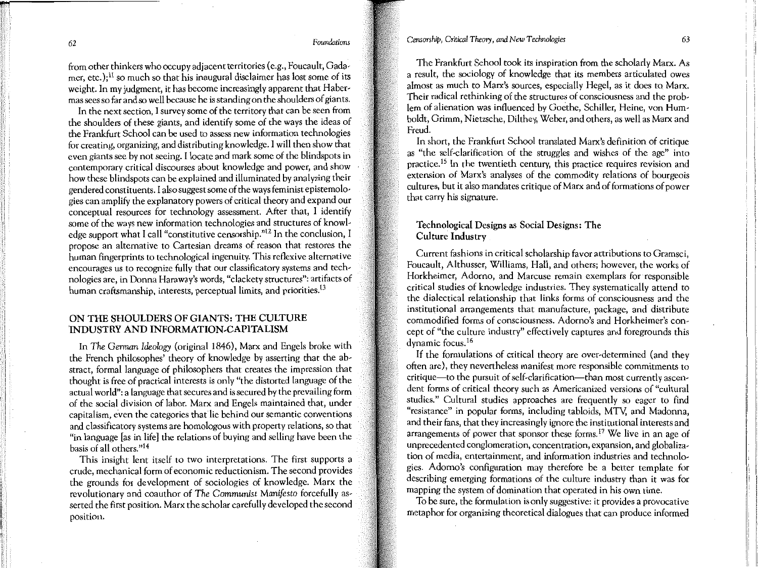from other thinkers who occupy adjacent territories (e.g., Foucault, Gadamer, etc.);[11] so much so that his inaugural disclaimer has lost some of its weight. In my judgment, it has become increasingly apparent that Habermas sees so far and so well because he is standing on the shoulders of giants.

In the next section, I survey some of the territory that can be seen from the shoulders of these giants, and identify some of the ways the ideas of the Frankfurt School can be used to assess new information technologies for creating, organizing, and distributing knowledge. I will then show that even giants see by not seeing. I locate and mark some of the blindspots in contemporary critical discourses about knowledge and power, and show how these blindspots can be explained and illuminated by analyzing their gendered constituents. I also suggest some of the ways feminist epistemologies can amplify the explanatory powers of critical theory and expand our conceptual resources for technology assessment. After that, I identify some of the ways new information technologies and structures of knowledge support what I call "constitutive censorship."[12] In the conclusion, I propose an alternative to Cartesian dreams of reason that restores the human fingerprints to technological ingenuity. This reflexive alternative encourages us to recognize fully that our classificatory systems and technologies are, in Donna Haraway's words, "clackety structures": artifacts of human craftsmanship, interests, perceptual limits, and priorities.[13]

## ON THE SHOULDERS OF GIANTS: THE CULTURE INDUSTRY AND INFORMATION-CAPITALISM

In *The German Ideology* (original 1846), Marx and Engels broke with the French philosophes' theory of knowledge by asserting that the abstract, formal language of philosophers that creates the impression that thought is free of practical interests is only "the distorted language of the actual world": a language that secures and is secured by the prevailing form of the social division of labor. Marx and Engels maintained that, under capitalism, even the categories that lie behind our semantic conventions and classificatory systems are homologous with property relations, so that "in language [as in life] the relations of buying and selling have been the basis of all others."[14]

This insight lent itself to two interpretations. The first supports a crude, mechanical form of economic reductionism. The second provides the grounds for development of sociologies of knowledge. Marx the revolutionary and coauthor of *The Communist Manifesto* forcefully asserted the first position. Marx the scholar carefully developed the second position.

The Frankfurt School took its inspiration from the scholarly Marx. As a result, the sociology of knowledge that its members articulated owes almost as much to Marx's sources, especially Hegel, as it does to Marx. Their radical rethinking of the structures of consciousness and the problem of alienation was influenced by Goethe, Schiller, Heine, von Humboldt, Grimm, Nietzsche, Dilthey, Weber, and others, as well as Marx and Freud.

In short, the Frankfurt School translated Marx's definition of critique as "the self-clarification of the struggles and wishes of the age" into practice.[15] In the twentieth century, this practice requires revision and extension of Marx's analyses of the commodity relations of bourgeois cultures, but it also mandates critique of Marx and of formations of power that carry his signature.

### Technological Designs as Social Designs: The Culture Industry

Current fashions in critical scholarship favor attributions to Gramsci, Foucault, Althusser, Williams, Hall, and others; however, the works of Horkheimer, Adorno, and Marcuse remain exemplars for responsible critical studies of knowledge industries. They systematically attend to the dialectical relationship that links forms of consciousness and the institutional arrangements that manufacture, package, and distribute commodified forms of consciousness. Adorno's and Horkheimer's concept of "the culture industry" effectively captures and foregrounds this dynamic focus.[16]

If the formulations of critical theory are over-determined (and they often are), they nevertheless manifest more responsible commitments to critique—to the pursuit of self-clarification—than most currently ascendent forms of critical theory such as Americanized versions of "cultural studies." Cultural studies approaches are frequently so eager to find "resistance" in popular forms, including tabloids, MTV, and Madonna, and their fans, that they increasingly ignore the institutional interests and arrangements of power that sponsor these forms.[17] We live in an age of unprecedented conglomeration, concentration, expansion, and globalization of media, entertainment, and information industries and technologies. Adorno's configuration may therefore be a better template for describing emerging formations of the culture industry than it was for mapping the system of domination that operated in his own time.

To be sure, the formulation is only suggestive: it provides a provocative metaphor for organizing theoretical dialogues that can produce informed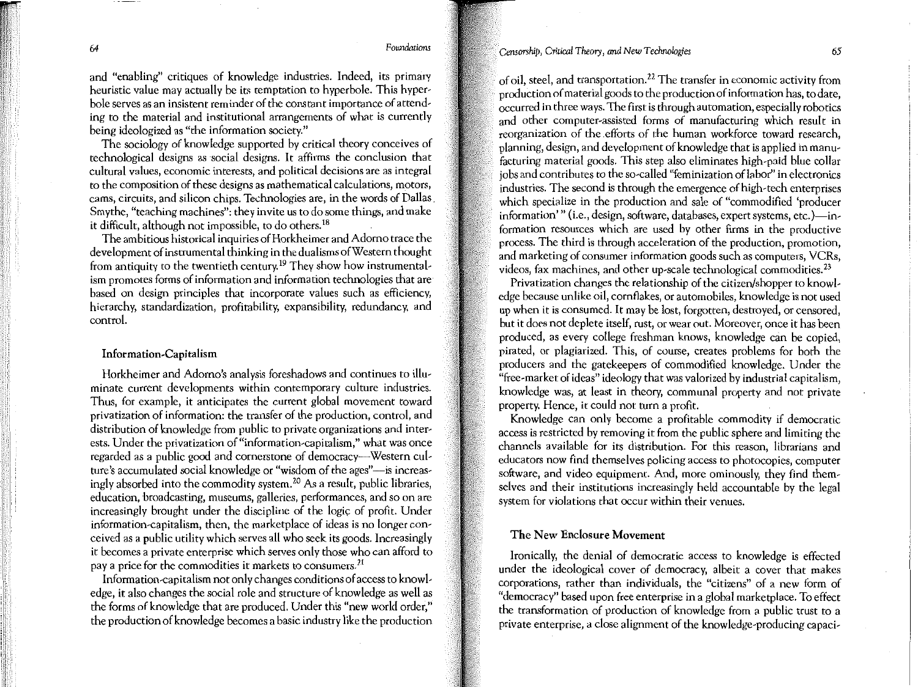and "enabling" critiques of knowledge industries. Indeed, its primary heuristic value may actually be its temptation to hyperbole. This hyperbole serves as an insistent reminder of the constant importance of attending to the material and institutional arrangements of what is currently being ideologized as "the information society."

The sociology of knowledge supported by critical theory conceives of technological designs as social designs. It affirms the conclusion that cultural values, economic interests, and political decisions are as integral to the composition of these designs as mathematical calculations, motors, cams, circuits, and silicon chips. Technologies are, in the words of Dallas Smythe, "teaching machines": they invite us to do some things, and make it difficult, although not impossible, to do others.[18]

The ambitious historical inquiries of Horkheimer and Adorno trace the development of instrumental thinking in the dualisms of Western thought from antiquity to the twentieth century.[19] They show how instrumentalism promotes forms of information and information technologies that are based on design principles that incorporate values such as efficiency, hierarchy, standardization, profitability, expansibility, redundancy, and control.

### Information-Capitalism

Horkheimer and Adorno's analysis foreshadows and continues to illuminate current developments within contemporary culture industries. Thus, for example, it anticipates the current global movement toward privatization of information: the transfer of the production, control, and distribution of knowledge from public to private organizations and interests. Under the privatization of "information-capitalism," what was once regarded as a public good and cornerstone of democracy—Western culture's accumulated social knowledge or "wisdom of the ages"—is increasingly absorbed into the commodity system.[20] As a result, public libraries, education, broadcasting, museums, galleries, performances, and so on are increasingly brought under the discipline of the logic of profit. Under information-capitalism, then, the marketplace of ideas is no longer conceived as a public utility which serves all who seek its goods. Increasingly it becomes a private enterprise which serves only those who can afford to pay a price for the commodities it markets to consumers.[21]

Information-capitalism not only changes conditions of access to knowledge, it also changes the social role and structure of knowledge as well as the forms of knowledge that are produced. Under this "new world order," the production of knowledge becomes a basic industry like the production of oil, steel, and transportation.[22] The transfer in economic activity from production of material goods to the production of information has, to date, occurred in three ways. The first is through automation, especially robotics and other computer-assisted forms of manufacturing which result in reorganization of the efforts of the human workforce toward research, planning, design, and development of knowledge that is applied in manufacturing material goods. This step also eliminates high-paid blue collar jobs and contributes to the so-called "feminization of labor" in electronics industries. The second is through the emergence of high-tech enterprises which specialize in the production and sale of "commodified 'producer information'" (i.e., design, software, databases, expert systems, etc.)—information resources which are used by other firms in the productive process. The third is through acceleration of the production, promotion, and marketing of consumer information goods such as computers, VCRs, videos, fax machines, and other up-scale technological commodities.[23]

Privatization changes the relationship of the citizen/shopper to knowledge because unlike oil, cornflakes, or automobiles, knowledge is not used up when it is consumed. It may be lost, forgotten, destroyed, or censored, but it does not deplete itself, rust, or wear out. Moreover, once it has been produced, as every college freshman knows, knowledge can be copied, pirated, or plagiarized. This, of course, creates problems for both the producers and the gatekeepers of commodified knowledge. Under the "free-market of ideas" ideology that was valorized by industrial capitalism, knowledge was, at least in theory, communal property and not private property. Hence, it could not turn a profit.

Knowledge can only become a profitable commodity if democratic access is restricted by removing it from the public sphere and limiting the channels available for its distribution. For this reason, librarians and educators now find themselves policing access to photocopies, computer software, and video equipment. And, more ominously, they find themselves and their institutions increasingly held accountable by the legal system for violations that occur within their venues.

### The New Enclosure Movement

Ironically, the denial of democratic access to knowledge is effected under the ideological cover of democracy, albeit a cover that makes corporations, rather than individuals, the "citizens" of a new form of "democracy" based upon free enterprise in a global marketplace. To effect the transformation of production of knowledge from a public trust to a private enterprise, a close alignment of the knowledge-producing capaci-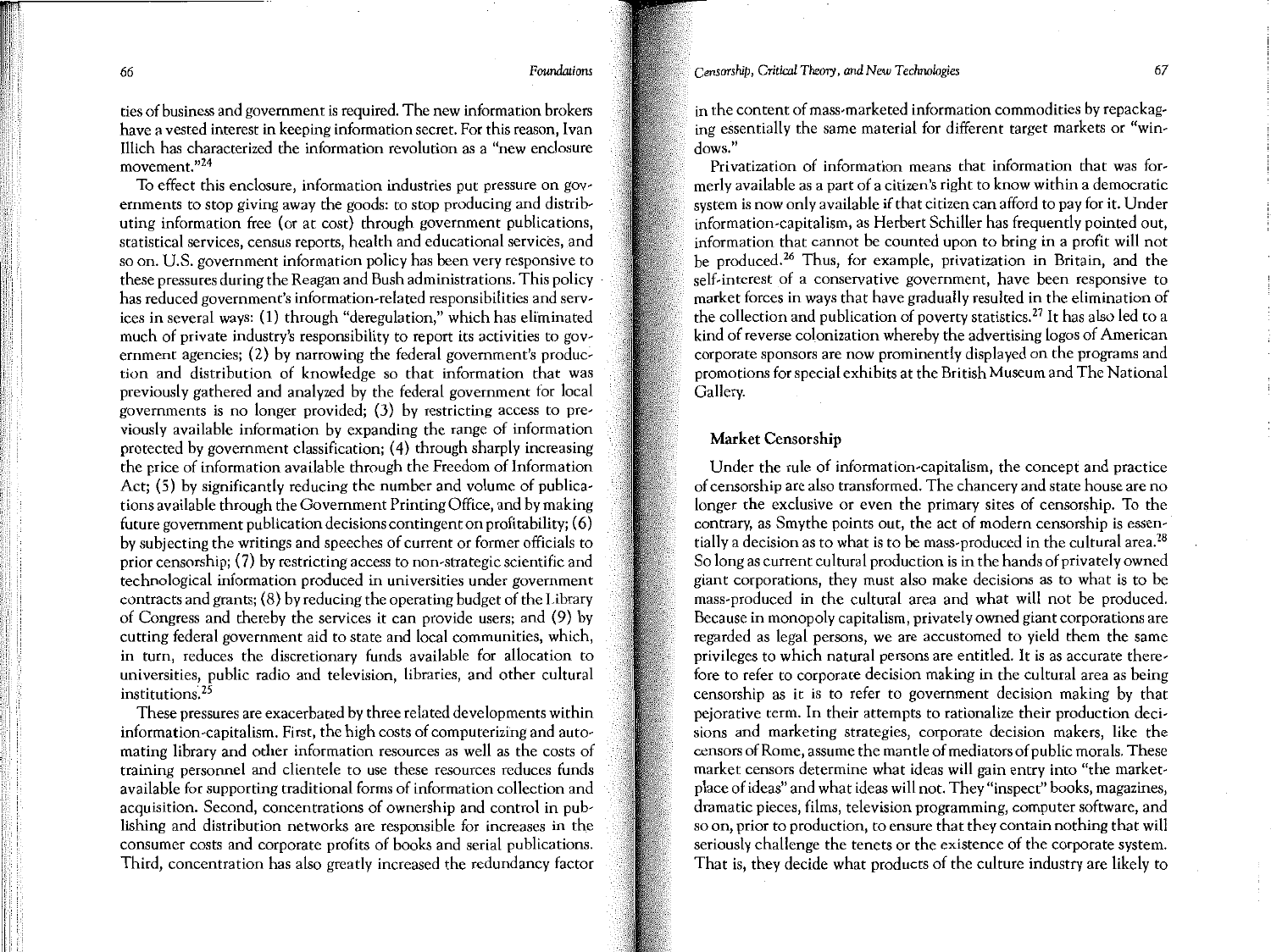ties of business and government is required. The new information brokers have a vested interest in keeping information secret. For this reason, Ivan Illich has characterized the information revolution as a "new enclosure movement."[24]

To effect this enclosure, information industries put pressure on governments to stop giving away the goods: to stop producing and distributing information free (or at cost) through government publications, statistical services, census reports, health and educational services, and so on. U.S. government information policy has been very responsive to these pressures during the Reagan and Bush administrations. This policy has reduced government's information-related responsibilities and services in several ways: (1) through "deregulation," which has eliminated much of private industry's responsibility to report its activities to government agencies; (2) by narrowing the federal government's production and distribution of knowledge so that information that was previously gathered and analyzed by the federal government for local governments is no longer provided; (3) by restricting access to previously available information by expanding the range of information protected by government classification; (4) through sharply increasing the price of information available through the Freedom of Information Act; (5) by significantly reducing the number and volume of publications available through the Government Printing Office, and by making future government publication decisions contingent on profitability; (6) by subjecting the writings and speeches of current or former officials to prior censorship; (7) by restricting access to non-strategic scientific and technological information produced in universities under government contracts and grants; (8) by reducing the operating budget of the Library of Congress and thereby the services it can provide users; and (9) by cutting federal government aid to state and local communities, which, in turn, reduces the discretionary funds available for allocation to universities, public radio and television, libraries, and other cultural institutions.[25]

These pressures are exacerbated by three related developments within information-capitalism. First, the high costs of computerizing and automating library and other information resources as well as the costs of training personnel and clientele to use these resources reduces funds available for supporting traditional forms of information collection and acquisition. Second, concentrations of ownership and control in publishing and distribution networks are responsible for increases in the consumer costs and corporate profits of books and serial publications. Third, concentration has also greatly increased the redundancy factor in the content of mass-marketed information commodities by repackaging essentially the same material for different target markets or "windows."

Privatization of information means that information that was formerly available as a part of a citizen's right to know within a democratic system is now only available if that citizen can afford to pay for it. Under information-capitalism, as Herbert Schiller has frequently pointed out, information that cannot be counted upon to bring in a profit will not be produced.[26] Thus, for example, privatization in Britain, and the self-interest of a conservative government, have been responsive to market forces in ways that have gradually resulted in the elimination of the collection and publication of poverty statistics.[27] It has also led to a kind of reverse colonization whereby the advertising logos of American corporate sponsors are now prominently displayed on the programs and promotions for special exhibits at the British Museum and The National Gallery.

### Market Censorship

Under the rule of information-capitalism, the concept and practice of censorship are also transformed. The chancery and state house are no longer the exclusive or even the primary sites of censorship. To the contrary, as Smythe points out, the act of modern censorship is essentially a decision as to what is to be mass-produced in the cultural area.[28] So long as current cultural production is in the hands of privately owned giant corporations, they must also make decisions as to what is to be mass-produced in the cultural area and what will not be produced. Because in monopoly capitalism, privately owned giant corporations are regarded as legal persons, we are accustomed to yield them the same privileges to which natural persons are entitled. It is as accurate therefore to refer to corporate decision making in the cultural area as being censorship as it is to refer to government decision making by that pejorative term. In their attempts to rationalize their production decisions and marketing strategies, corporate decision makers, like the censors of Rome, assume the mantle of mediators of public morals. These market censors determine what ideas will gain entry into "the marketplace of ideas" and what ideas will not. They "inspect" books, magazines, dramatic pieces, films, television programming, computer software, and so on, prior to production, to ensure that they contain nothing that will seriously challenge the tenets or the existence of the corporate system. That is, they decide what products of the culture industry are likely to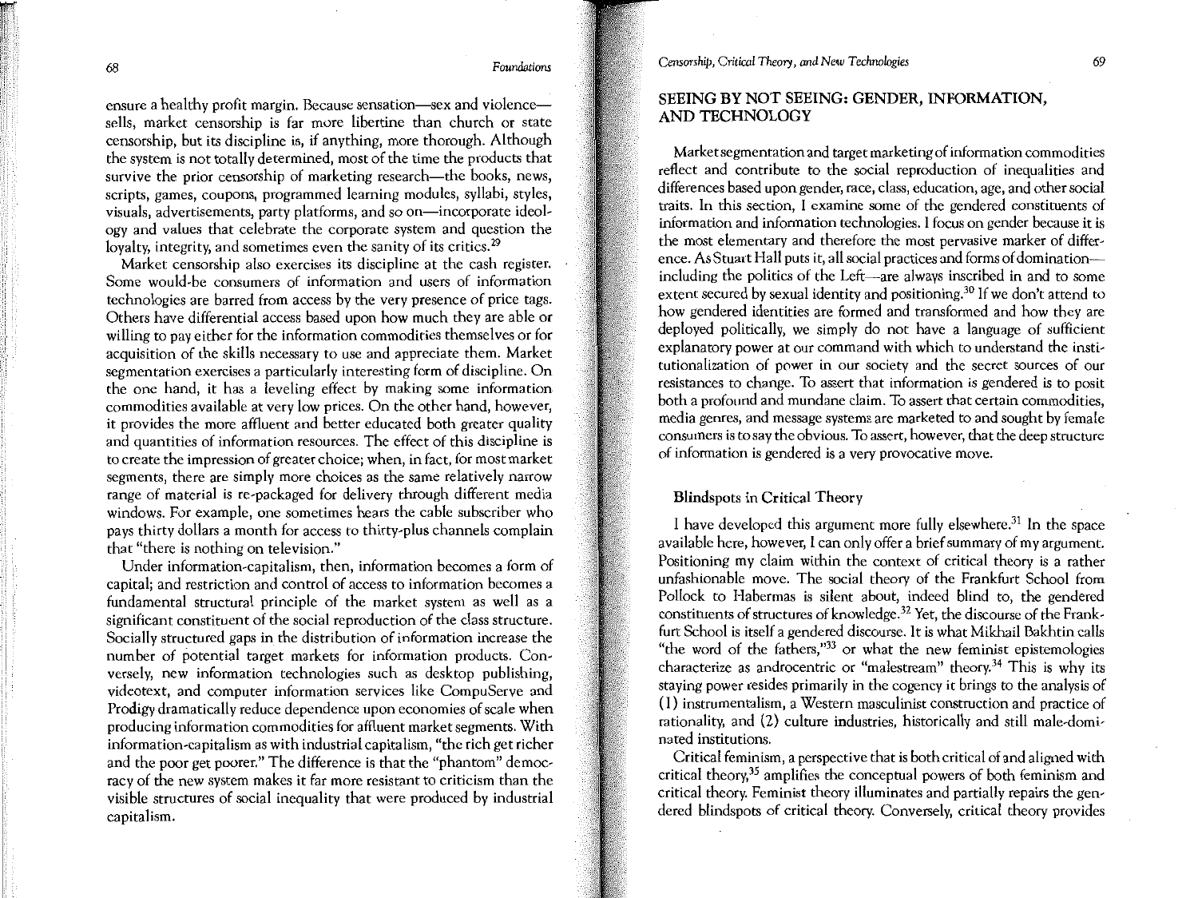ensure a healthy profit margin. Because sensation—sex and violence—sells, market censorship is far more libertine than church or state censorship, but its discipline is, if anything, more thorough. Although the system is not totally determined, most of the time the products that survive the prior censorship of marketing research—the books, news, scripts, games, coupons, programmed learning modules, syllabi, styles, visuals, advertisements, party platforms, and so on—incorporate ideology and values that celebrate the corporate system and question the loyalty, integrity, and sometimes even the sanity of its critics.[29]

Market censorship also exercises its discipline at the cash register. Some would-be consumers of information and users of information technologies are barred from access by the very presence of price tags. Others have differential access based upon how much they are able or willing to pay either for the information commodities themselves or for acquisition of the skills necessary to use and appreciate them. Market segmentation exercises a particularly interesting form of discipline. On the one hand, it has a leveling effect by making some information commodities available at very low prices. On the other hand, however, it provides the more affluent and better educated both greater quality and quantities of information resources. The effect of this discipline is to create the impression of greater choice; when, in fact, for most market segments, there are simply more choices as the same relatively narrow range of material is re-packaged for delivery through different media windows. For example, one sometimes hears the cable subscriber who pays thirty dollars a month for access to thirty-plus channels complain that "there is nothing on television."

Under information-capitalism, then, information becomes a form of capital; and restriction and control of access to information becomes a fundamental structural principle of the market system as well as a significant constituent of the social reproduction of the class structure. Socially structured gaps in the distribution of information increase the number of potential target markets for information products. Conversely, new information technologies such as desktop publishing, videotext, and computer information services like CompuServe and Prodigy dramatically reduce dependence upon economies of scale when producing information commodities for affluent market segments. With information-capitalism as with industrial capitalism, "the rich get richer and the poor get poorer." The difference is that the "phantom" democracy of the new system makes it far more resistant to criticism than the visible structures of social inequality that were produced by industrial capitalism.

## SEEING BY NOT SEEING: GENDER, INFORMATION, AND TECHNOLOGY

Market segmentation and target marketing of information commodities reflect and contribute to the social reproduction of inequalities and differences based upon gender, race, class, education, age, and other social traits. In this section, I examine some of the gendered constituents of information and information technologies. I focus on gender because it is the most elementary and therefore the most pervasive marker of difference. As Stuart Hall puts it, all social practices and forms of domination—including the politics of the Left—are always inscribed in and to some extent secured by sexual identity and positioning.[30] If we don't attend to how gendered identities are formed and transformed and how they are deployed politically, we simply do not have a language of sufficient explanatory power at our command with which to understand the institutionalization of power in our society and the secret sources of our resistances to change. To assert that information is gendered is to posit both a profound and mundane claim. To assert that certain commodities, media genres, and message systems are marketed to and sought by female consumers is to say the obvious. To assert, however, that the deep structure of information is gendered is a very provocative move.

### Blindspots in Critical Theory

I have developed this argument more fully elsewhere.[31] In the space available here, however, I can only offer a brief summary of my argument. Positioning my claim within the context of critical theory is a rather unfashionable move. The social theory of the Frankfurt School from Pollock to Habermas is silent about, indeed blind to, the gendered constituents of structures of knowledge.[32] Yet, the discourse of the Frankfurt School is itself a gendered discourse. It is what Mikhail Bakhtin calls "the word of the fathers,"[33] or what the new feminist epistemologies characterize as androcentric or "malestream" theory.[34] This is why its staying power resides primarily in the cogency it brings to the analysis of (1) instrumentalism, a Western masculinist construction and practice of rationality, and (2) culture industries, historically and still male-dominated institutions.

Critical feminism, a perspective that is both critical of and aligned with critical theory,[35] amplifies the conceptual powers of both feminism and critical theory. Feminist theory illuminates and partially repairs the gendered blindspots of critical theory. Conversely, critical theory provides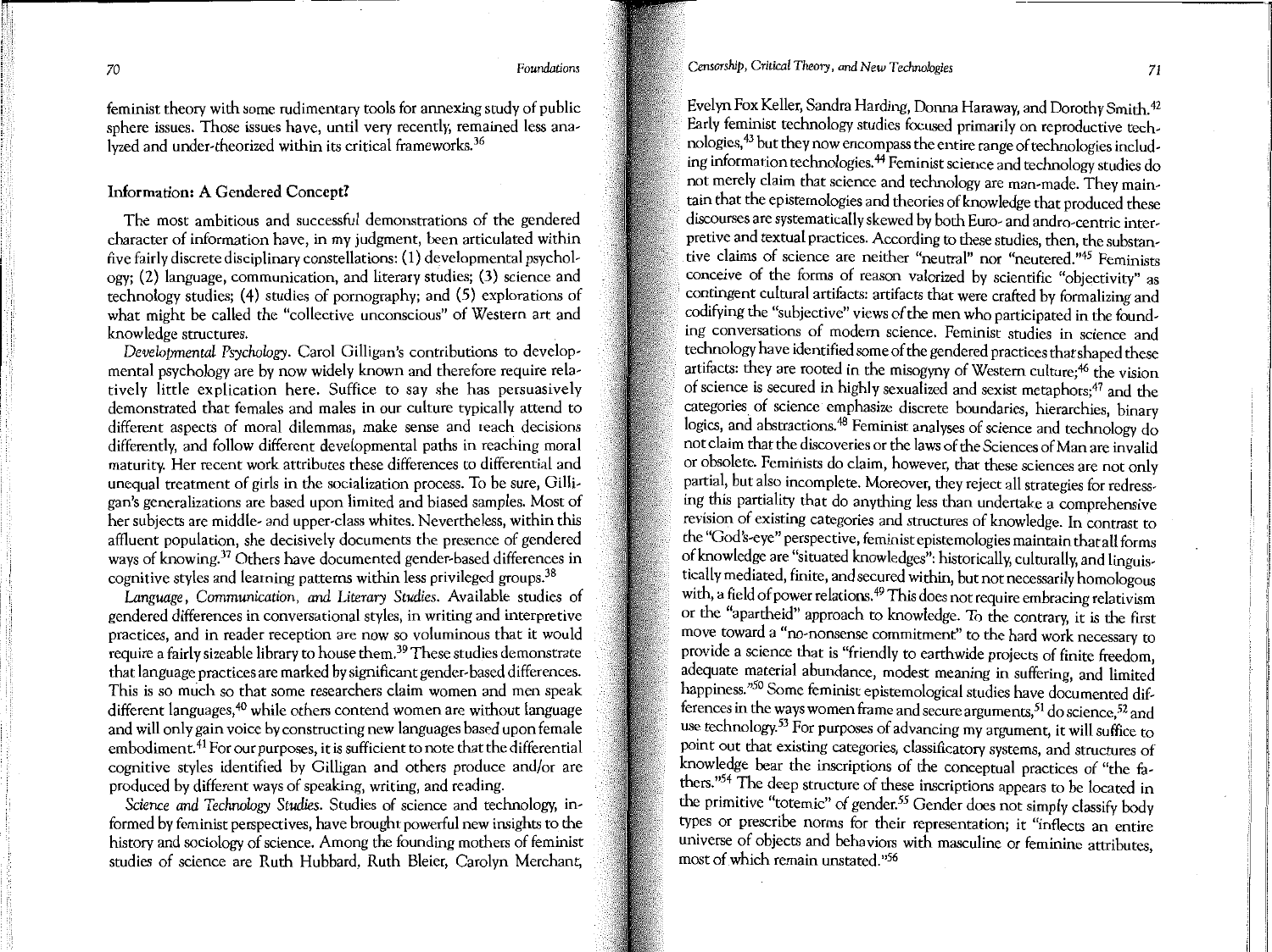feminist theory with some rudimentary tools for annexing study of public sphere issues. Those issues have, until very recently, remained less analyzed and under-theorized within its critical frameworks.[36]

## Information: A Gendered Concept?

The most ambitious and successful demonstrations of the gendered character of information have, in my judgment, been articulated within five fairly discrete disciplinary constellations: (1) developmental psychology; (2) language, communication, and literary studies; (3) science and technology studies; (4) studies of pornography; and (5) explorations of what might be called the "collective unconscious" of Western art and knowledge structures.

*Developmental Psychology*. Carol Gilligan's contributions to developmental psychology are by now widely known and therefore require relatively little explication here. Suffice to say she has persuasively demonstrated that females and males in our culture typically attend to different aspects of moral dilemmas, make sense and reach decisions differently, and follow different developmental paths in reaching moral maturity. Her recent work attributes these differences to differential and unequal treatment of girls in the socialization process. To be sure, Gilligan's generalizations are based upon limited and biased samples. Most of her subjects are middle- and upper-class whites. Nevertheless, within this affluent population, she decisively documents the presence of gendered ways of knowing.[37] Others have documented gender-based differences in cognitive styles and learning patterns within less privileged groups.[38]

*Language, Communication, and Literary Studies*. Available studies of gendered differences in conversational styles, in writing and interpretive practices, and in reader reception are now so voluminous that it would require a fairly sizeable library to house them.[39] These studies demonstrate that language practices are marked by significant gender-based differences. This is so much so that some researchers claim women and men speak different languages,[40] while others contend women are without language and will only gain voice by constructing new languages based upon female embodiment.[41] For our purposes, it is sufficient to note that the differential cognitive styles identified by Gilligan and others produce and/or are produced by different ways of speaking, writing, and reading.

*Science and Technology Studies*. Studies of science and technology, informed by feminist perspectives, have brought powerful new insights to the history and sociology of science. Among the founding mothers of feminist studies of science are Ruth Hubbard, Ruth Bleier, Carolyn Merchant, Evelyn Fox Keller, Sandra Harding, Donna Haraway, and Dorothy Smith.[42] Early feminist technology studies focused primarily on reproductive technologies,[43] but they now encompass the entire range of technologies including information technologies.[44] Feminist science and technology studies do not merely claim that science and technology are man-made. They maintain that the epistemologies and theories of knowledge that produced these discourses are systematically skewed by both Euro- and andro-centric interpretive and textual practices. According to these studies, then, the substantive claims of science are neither "neutral" nor "neutered."[45] Feminists conceive of the forms of reason valorized by scientific "objectivity" as contingent cultural artifacts: artifacts that were crafted by formalizing and codifying the "subjective" views of the men who participated in the founding conversations of modern science. Feminist studies in science and technology have identified some of the gendered practices that shaped these artifacts: they are rooted in the misogyny of Western culture;[46] the vision of science is secured in highly sexualized and sexist metaphors;[47] and the categories of science emphasize discrete boundaries, hierarchies, binary logics, and abstractions.[48] Feminist analyses of science and technology do not claim that the discoveries or the laws of the Sciences of Man are invalid or obsolete. Feminists do claim, however, that these sciences are not only partial, but also incomplete. Moreover, they reject all strategies for redressing this partiality that do anything less than undertake a comprehensive revision of existing categories and structures of knowledge. In contrast to the "God's-eye" perspective, feminist epistemologies maintain that all forms of knowledge are "situated knowledges": historically, culturally, and linguistically mediated, finite, and secured within, but not necessarily homologous with, a field of power relations.[49] This does not require embracing relativism or the "apartheid" approach to knowledge. To the contrary, it is the first move toward a "no-nonsense commitment" to the hard work necessary to provide a science that is "friendly to earthwide projects of finite freedom, adequate material abundance, modest meaning in suffering, and limited happiness."[50] Some feminist epistemological studies have documented differences in the ways women frame and secure arguments,[51] do science,[52] and use technology.[53] For purposes of advancing my argument, it will suffice to point out that existing categories, classificatory systems, and structures of knowledge bear the inscriptions of the conceptual practices of "the fathers."[54] The deep structure of these inscriptions appears to be located in the primitive "totemic" of gender.[55] Gender does not simply classify body types or prescribe norms for their representation; it "inflects an entire universe of objects and behaviors with masculine or feminine attributes, most of which remain unstated."[56]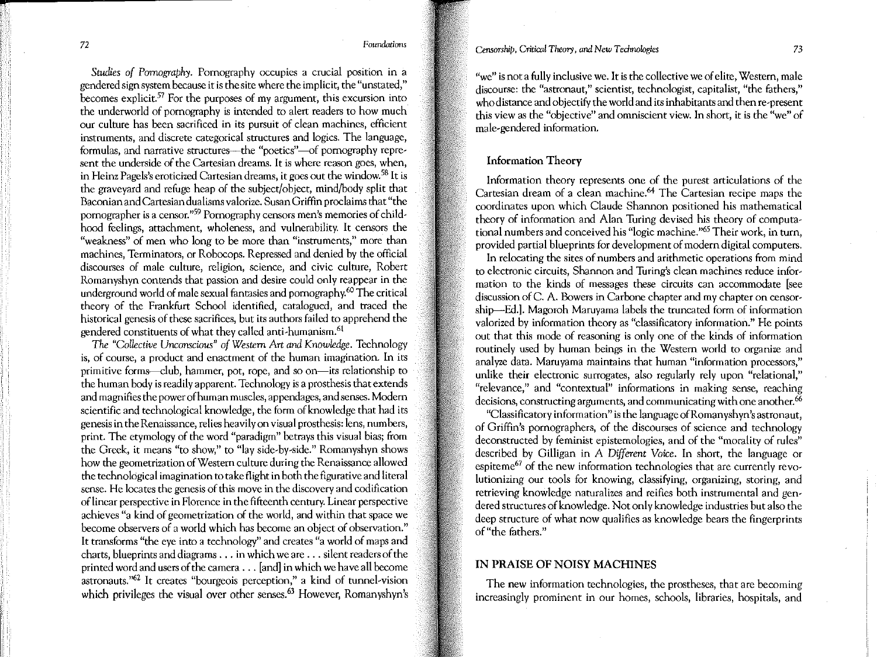*Studies of Pornography*. Pornography occupies a crucial position in a gendered sign system because it is the site where the implicit, the "unstated," becomes explicit.[57] For the purposes of my argument, this excursion into the underworld of pornography is intended to alert readers to how much our culture has been sacrificed in its pursuit of clean machines, efficient instruments, and discrete categorical structures and logics. The language, formulas, and narrative structures—the "poetics"—of pornography represent the underside of the Cartesian dreams. It is where reason goes, when, in Heinz Pagels's eroticized Cartesian dreams, it goes out the window.[58] It is the graveyard and refuge heap of the subject/object, mind/body split that Baconian and Cartesian dualisms valorize. Susan Griffin proclaims that "the pornographer is a censor."[59] Pornography censors men's memories of childhood feelings, attachment, wholeness, and vulnerability. It censors the "weakness" of men who long to be more than "instruments," more than machines, Terminators, or Robocops. Repressed and denied by the official discourses of male culture, religion, science, and civic culture, Robert Romanyshyn contends that passion and desire could only reappear in the underground world of male sexual fantasies and pornography.[60] The critical theory of the Frankfurt School identified, catalogued, and traced the historical genesis of these sacrifices, but its authors failed to apprehend the gendered constituents of what they called anti-humanism.[61]

*The "Collective Unconscious" of Western Art and Knowledge*. Technology is, of course, a product and enactment of the human imagination. In its primitive forms—club, hammer, pot, rope, and so on—its relationship to the human body is readily apparent. Technology is a prosthesis that extends and magnifies the power of human muscles, appendages, and senses. Modern scientific and technological knowledge, the form of knowledge that had its genesis in the Renaissance, relies heavily on visual prosthesis: lens, numbers, print. The etymology of the word "paradigm" betrays this visual bias; from the Greek, it means "to show," to "lay side-by-side." Romanyshyn shows how the geometrization of Western culture during the Renaissance allowed the technological imagination to take flight in both the figurative and literal sense. He locates the genesis of this move in the discovery and codification of linear perspective in Florence in the fifteenth century. Linear perspective achieves "a kind of geometrization of the world, and within that space we become observers of a world which has become an object of observation." It transforms "the eye into a technology" and creates "a world of maps and charts, blueprints and diagrams . . . in which we are . . . silent readers of the printed word and users of the camera . . . [and] in which we have all become astronauts."[62] It creates "bourgeois perception," a kind of tunnel-vision which privileges the visual over other senses.[63] However, Romanyshyn's "we" is not a fully inclusive we. It is the collective we of elite, Western, male discourse: the "astronaut," scientist, technologist, capitalist, "the fathers," who distance and objectify the world and its inhabitants and then re-present this view as the "objective" and omniscient view. In short, it is the "we" of male-gendered information.

### Information Theory

Information theory represents one of the purest articulations of the Cartesian dream of a clean machine.[64] The Cartesian recipe maps the coordinates upon which Claude Shannon positioned his mathematical theory of information and Alan Turing devised his theory of computational numbers and conceived his "logic machine."[65] Their work, in turn, provided partial blueprints for development of modern digital computers.

In relocating the sites of numbers and arithmetic operations from mind to electronic circuits, Shannon and Turing's clean machines reduce information to the kinds of messages these circuits can accommodate [see discussion of C. A. Bowers in Carbone chapter and my chapter on censorship—Ed.]. Magoroh Maruyama labels the truncated form of information valorized by information theory as "classificatory information." He points out that this mode of reasoning is only one of the kinds of information routinely used by human beings in the Western world to organize and analyze data. Maruyama maintains that human "information processors," unlike their electronic surrogates, also regularly rely upon "relational," "relevance," and "contextual" informations in making sense, reaching decisions, constructing arguments, and communicating with one another.[66]

"Classificatory information" is the language of Romanyshyn's astronaut, of Griffin's pornographers, of the discourses of science and technology deconstructed by feminist epistemologies, and of the "morality of rules" described by Gilligan in *A Different Voice*. In short, the language or espiteme[67] of the new information technologies that are currently revolutionizing our tools for knowing, classifying, organizing, storing, and retrieving knowledge naturalizes and reifies both instrumental and gendered structures of knowledge. Not only knowledge industries but also the deep structure of what now qualifies as knowledge bears the fingerprints of "the fathers."

## IN PRAISE OF NOISY MACHINES

The new information technologies, the prostheses, that are becoming increasingly prominent in our homes, schools, libraries, hospitals, and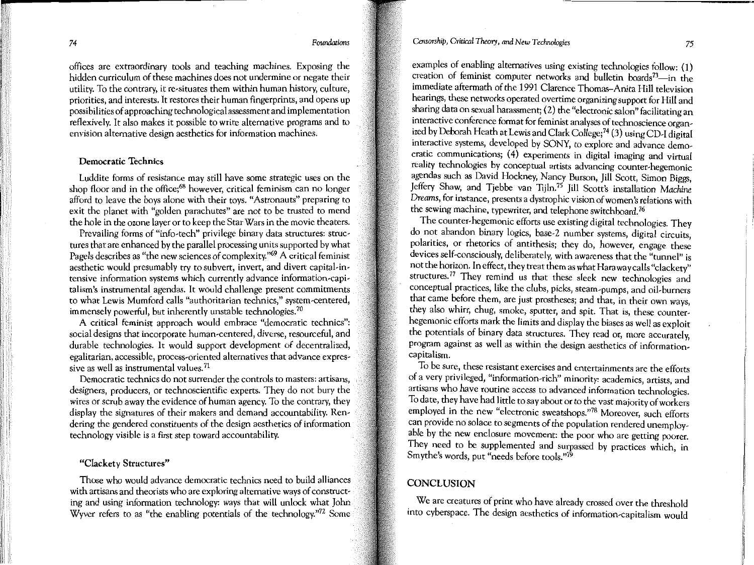offices are extraordinary tools and teaching machines. Exposing the hidden curriculum of these machines does not undermine or negate their utility. To the contrary, it re-situates them within human history, culture, priorities, and interests. It restores their human fingerprints, and opens up possibilities of approaching technological assessment and implementation reflexively. It also makes it possible to write alternative programs and to envision alternative design aesthetics for information machines.

### Democratic Technics

Luddite forms of resistance may still have some strategic uses on the shop floor and in the office;[68] however, critical feminism can no longer afford to leave the boys alone with their toys. "Astronauts" preparing to exit the planet with "golden parachutes" are not to be trusted to mend the hole in the ozone layer or to keep the Star Wars in the movie theaters.

Prevailing forms of "info-tech" privilege binary data structures: structures that are enhanced by the parallel processing units supported by what Pagels describes as "the new sciences of complexity."[69] A critical feminist aesthetic would presumably try to subvert, invert, and divert capital-intensive information systems which currently advance information-capitalism's instrumental agendas. It would challenge present commitments to what Lewis Mumford calls "authoritarian technics," system-centered, immensely powerful, but inherently unstable technologies.[70]

A critical feminist approach would embrace "democratic technics": social designs that incorporate human-centered, diverse, resourceful, and durable technologies. It would support development of decentralized, egalitarian, accessible, process-oriented alternatives that advance expressive as well as instrumental values.[71]

Democratic technics do not surrender the controls to masters: artisans, designers, producers, or technoscientific experts. They do not bury the wires or scrub away the evidence of human agency. To the contrary, they display the signatures of their makers and demand accountability. Rendering the gendered constituents of the design aesthetics of information technology visible is a first step toward accountability.

### "Clackety Structures"

Those who would advance democratic technics need to build alliances with artisans and theorists who are exploring alternative ways of constructing and using information technology: ways that will unlock what John Wyver refers to as "the enabling potentials of the technology."[72] Some examples of enabling alternatives using existing technologies follow: (1) creation of feminist computer networks and bulletin boards[73]—in the immediate aftermath of the 1991 Clarence Thomas–Anita Hill television hearings, these networks operated overtime organizing support for Hill and sharing data on sexual harassment; (2) the "electronic salon" facilitating an interactive conference format for feminist analyses of technoscience organized by Deborah Heath at Lewis and Clark College;[74] (3) using CD-I digital interactive systems, developed by SONY, to explore and advance democratic communications; (4) experiments in digital imaging and virtual reality technologies by conceptual artists advancing counter-hegemonic agendas such as David Hockney, Nancy Burson, Jill Scott, Simon Biggs, Jeffery Shaw, and Tjebbe van Tijln.[75] Jill Scott's installation *Machine Dreams*, for instance, presents a dystrophic vision of women's relations with the sewing machine, typewriter, and telephone switchboard.[76]

The counter-hegemonic efforts use existing digital technologies. They do not abandon binary logics, base-2 number systems, digital circuits, polarities, or rhetorics of antithesis; they do, however, engage these devices self-consciously, deliberately, with awareness that the "tunnel" is not the horizon. In effect, they treat them as what Haraway calls "clackety" structures.[77] They remind us that these sleek new technologies and conceptual practices, like the clubs, picks, steam-pumps, and oil-burners that came before them, are just prostheses; and that, in their own ways, they also whirr, chug, smoke, sputter, and spit. That is, these counter-hegemonic efforts mark the limits and display the biases as well as exploit the potentials of binary data structures. They read or, more accurately, program against as well as within the design aesthetics of information-capitalism.

To be sure, these resistant exercises and entertainments are the efforts of a very privileged, "information-rich" minority: academics, artists, and artisans who have routine access to advanced information technologies. To date, they have had little to say about or to the vast majority of workers employed in the new "electronic sweatshops."[78] Moreover, such efforts can provide no solace to segments of the population rendered unemployable by the new enclosure movement: the poor who are getting poorer. They need to be supplemented and surpassed by practices which, in Smythe's words, put "needs before tools."[79]

## CONCLUSION

We are creatures of print who have already crossed over the threshold into cyberspace. The design aesthetics of information-capitalism would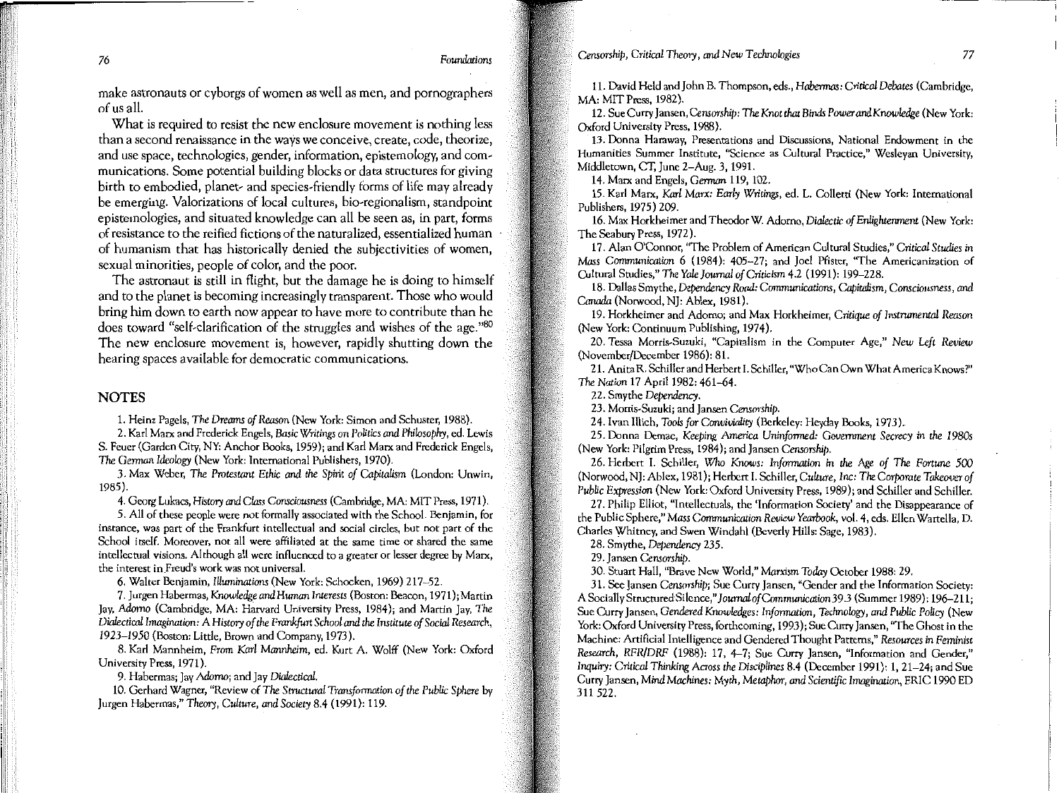make astronauts or cyborgs of women as well as men, and pornographers of us all.

What is required to resist the new enclosure movement is nothing less than a second renaissance in the ways we conceive, create, code, theorize, and use space, technologies, gender, information, epistemology, and communications. Some potential building blocks or data structures for giving birth to embodied, planet- and species-friendly forms of life may already be emerging. Valorizations of local cultures, bio-regionalism, standpoint epistemologies, and situated knowledge can all be seen as, in part, forms of resistance to the reified fictions of the naturalized, essentialized human of humanism that has historically denied the subjectivities of women, sexual minorities, people of color, and the poor.

The astronaut is still in flight, but the damage he is doing to himself and to the planet is becoming increasingly transparent. Those who would bring him down to earth now appear to have more to contribute than he does toward "self-clarification of the struggles and wishes of the age."[80] The new enclosure movement is, however, rapidly shutting down the hearing spaces available for democratic communications.

## NOTES

1. Heinz Pagels, *The Dreams of Reason* (New York: Simon and Schuster, 1988).

2. Karl Marx and Frederick Engels, *Basic Writings on Politics and Philosophy*, ed. Lewis S. Feuer (Garden City, NY: Anchor Books, 1959); and Karl Marx and Frederick Engels, *The German Ideology* (New York: International Publishers, 1970).

3. Max Weber, *The Protestant Ethic and the Spirit of Capitalism* (London: Unwin, 1985).

4. Georg Lukacs, *History and Class Consciousness* (Cambridge, MA: MIT Press, 1971).

5. All of these people were not formally associated with the School. Benjamin, for instance, was part of the Frankfurt intellectual and social circles, but not part of the School itself. Moreover, not all were affiliated at the same time or shared the same intellectual visions. Although all were influenced to a greater or lesser degree by Marx, the interest in Freud's work was not universal.

6. Walter Benjamin, *Illuminations* (New York: Schocken, 1969) 217–52.

7. Jurgen Habermas, *Knowledge and Human Interests* (Boston: Beacon, 1971); Martin Jay, *Adorno* (Cambridge, MA: Harvard University Press, 1984); and Martin Jay, *The Dialectical Imagination: A History of the Frankfurt School and the Institute of Social Research, 1923–1950* (Boston: Little, Brown and Company, 1973).

8. Karl Mannheim, *From Karl Mannheim*, ed. Kurt A. Wolff (New York: Oxford University Press, 1971).

9. Habermas; Jay *Adorno*; and Jay *Dialectical*.

10. Gerhard Wagner, "Review of *The Structural Transformation of the Public Sphere* by Jurgen Habermas," *Theory, Culture, and Society* 8.4 (1991): 119.

11. David Held and John B. Thompson, eds., *Habermas: Critical Debates* (Cambridge, MA: MIT Press, 1982).

12. Sue Curry Jansen, *Censorship: The Knot that Binds Power and Knowledge* (New York: Oxford University Press, 1988).

13. Donna Haraway, Presentations and Discussions, National Endowment in the Humanities Summer Institute, "Science as Cultural Practice," Wesleyan University, Middletown, CT, June 2–Aug. 3, 1991.

14. Marx and Engels, *German* 119, 102.

15. Karl Marx, *Karl Marx: Early Writings*, ed. L. Colletti (New York: International Publishers, 1975) 209.

16. Max Horkheimer and Theodor W. Adorno, *Dialectic of Enlightenment* (New York: The Seabury Press, 1972).

17. Alan O'Connor, "The Problem of American Cultural Studies," *Critical Studies in Mass Communication* 6 (1984): 405–27; and Joel Pfister, "The Americanization of Cultural Studies," *The Yale Journal of Criticism* 4.2 (1991): 199–228.

18. Dallas Smythe, *Dependency Road: Communications, Capitalism, Consciousness, and Canada* (Norwood, NJ: Ablex, 1981).

19. Horkheimer and Adorno; and Max Horkheimer, *Critique of Instrumental Reason* (New York: Continuum Publishing, 1974).

20. Tessa Morris-Suzuki, "Capitalism in the Computer Age," *New Left Review* (November/December 1986): 81.

21. Anita R. Schiller and Herbert I. Schiller, "Who Can Own What America Knows?" *The Nation* 17 April 1982: 461–64.

22. Smythe *Dependency*.

23. Morris-Suzuki; and Jansen *Censorship*.

24. Ivan Illich, *Tools for Conviviality* (Berkeley: Heyday Books, 1973).

25. Donna Demac, *Keeping America Uninformed: Government Secrecy in the 1980s* (New York: Pilgrim Press, 1984); and Jansen *Censorship*.

26. Herbert I. Schiller, *Who Knows: Information in the Age of The Fortune 500* (Norwood, NJ: Ablex, 1981); Herbert I. Schiller, *Culture, Inc: The Corporate Takeover of Public Expression* (New York: Oxford University Press, 1989); and Schiller and Schiller.

27. Philip Elliot, "Intellectuals, the 'Information Society' and the Disappearance of the Public Sphere," *Mass Communication Review Yearbook*, vol. 4, eds. Ellen Wartella, D. Charles Whitney, and Swen Windahl (Beverly Hills: Sage, 1983).

28. Smythe, *Dependency* 235.

29. Jansen *Censorship*.

30. Stuart Hall, "Brave New World," *Marxism Today* October 1988: 29.

31. See Jansen *Censorship*; Sue Curry Jansen, "Gender and the Information Society: A Socially Structured Silence," *Journal of Communication* 39.3 (Summer 1989): 196–211; Sue Curry Jansen, *Gendered Knowledges: Information, Technology, and Public Policy* (New York: Oxford University Press, forthcoming, 1993); Sue Curry Jansen, "The Ghost in the Machine: Artificial Intelligence and Gendered Thought Patterns," *Resources in Feminist Research, RFR/DRF* (1988): 17, 4–7; Sue Curry Jansen, "Information and Gender," *Inquiry: Critical Thinking Across the Disciplines* 8.4 (December 1991): 1, 21–24; and Sue Curry Jansen, *Mind Machines: Myth, Metaphor, and Scientific Imagination*, ERIC 1990 ED 311 522.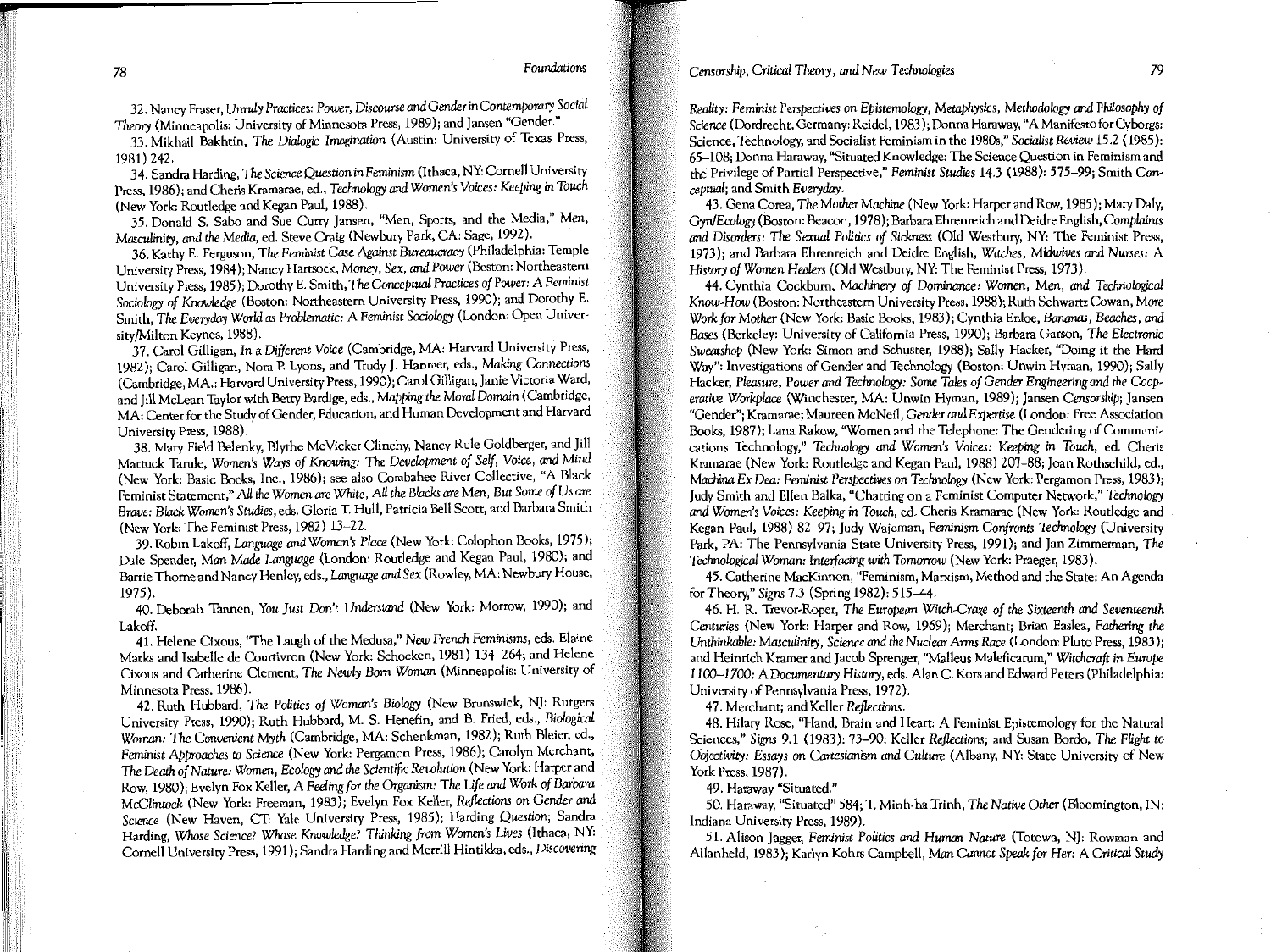32. Nancy Fraser, *Unruly Practices: Power, Discourse and Gender in Contemporary Social Theory* (Minneapolis: University of Minnesota Press, 1989); and Jansen "Gender."

33. Mikhail Bakhtin, *The Dialogic Imagination* (Austin: University of Texas Press, 1981) 242.

34. Sandra Harding, *The Science Question in Feminism* (Ithaca, NY: Cornell University Press, 1986); and Cheris Kramarae, ed., *Technology and Women's Voices: Keeping in Touch* (New York: Routledge and Kegan Paul, 1988).

35. Donald S. Sabo and Sue Curry Jansen, "Men, Sports, and the Media," *Men, Masculinity, and the Media*, ed. Steve Craig (Newbury Park, CA: Sage, 1992).

36. Kathy E. Ferguson, *The Feminist Case Against Bureaucracy* (Philadelphia: Temple University Press, 1984); Nancy Hartsock, *Money, Sex, and Power* (Boston: Northeastern University Press, 1985); Dorothy E. Smith, *The Conceptual Practices of Power: A Feminist Sociology of Knowledge* (Boston: Northeastern University Press, 1990); and Dorothy E. Smith, *The Everyday World as Problematic: A Feminist Sociology* (London: Open University/Milton Keynes, 1988).

37. Carol Gilligan, *In a Different Voice* (Cambridge, MA: Harvard University Press, 1982); Carol Gilligan, Nora P. Lyons, and Trudy J. Hanmer, eds., *Making Connections* (Cambridge, MA.: Harvard University Press, 1990); Carol Gilligan, Janie Victoria Ward, and Jill McLean Taylor with Betty Bardige, eds., *Mapping the Moral Domain* (Cambridge, MA: Center for the Study of Gender, Education, and Human Development and Harvard University Press, 1988).

38. Mary Field Belenky, Blythe McVicker Clinchy, Nancy Rule Goldberger, and Jill Mattuck Tarule, *Women's Ways of Knowing: The Development of Self, Voice, and Mind* (New York: Basic Books, Inc., 1986); see also Combahee River Collective, "A Black Feminist Statement," *All the Women are White, All the Blacks are Men, But Some of Us are Brave: Black Women's Studies*, eds. Gloria T. Hull, Patricia Bell Scott, and Barbara Smith (New York: The Feminist Press, 1982) 13–22.

39. Robin Lakoff, *Language and Woman's Place* (New York: Colophon Books, 1975); Dale Spender, *Man Made Language* (London: Routledge and Kegan Paul, 1980); and Barrie Thorne and Nancy Henley, eds., *Language and Sex* (Rowley, MA: Newbury House, 1975).

40. Deborah Tannen, *You Just Don't Understand* (New York: Morrow, 1990); and Lakoff.

41. Helene Cixous, "The Laugh of the Medusa," *New French Feminisms*, eds. Elaine Marks and Isabelle de Courtivron (New York: Schocken, 1981) 134–264; and Helene Cixous and Catherine Clement, *The Newly Born Woman* (Minneapolis: University of Minnesota Press, 1986).

42. Ruth Hubbard, *The Politics of Woman's Biology* (New Brunswick, NJ: Rutgers University Press, 1990); Ruth Hubbard, M. S. Henefin, and B. Fried, eds., *Biological Woman: The Convenient Myth* (Cambridge, MA: Schenkman, 1982); Ruth Bleier, ed., *Feminist Approaches to Science* (New York: Pergamon Press, 1986); Carolyn Merchant, *The Death of Nature: Women, Ecology and the Scientific Revolution* (New York: Harper and Row, 1980); Evelyn Fox Keller, *A Feeling for the Organism: The Life and Work of Barbara McClintock* (New York: Freeman, 1983); Evelyn Fox Keller, *Reflections on Gender and Science* (New Haven, CT: Yale University Press, 1985); Harding *Question*; Sandra Harding, *Whose Science? Whose Knowledge? Thinking from Women's Lives* (Ithaca, NY: Cornell University Press, 1991); Sandra Harding and Merrill Hintikka, eds., *Discovering Reality: Feminist Perspectives on Epistemology, Metaphysics, Methodology and Philosophy of Science* (Dordrecht, Germany: Reidel, 1983); Donna Haraway, "A Manifesto for Cyborgs: Science, Technology, and Socialist Feminism in the 1980s," *Socialist Review* 15.2 (1985): 65–108; Donna Haraway, "Situated Knowledge: The Science Question in Feminism and the Privilege of Partial Perspective," *Feminist Studies* 14.3 (1988): 575–99; Smith *Conceptual*; and Smith *Everyday*.

43. Gena Corea, *The Mother Machine* (New York: Harper and Row, 1985); Mary Daly, *Gyn/Ecology* (Boston: Beacon, 1978); Barbara Ehrenreich and Deidre English, *Complaints and Disorders: The Sexual Politics of Sickness* (Old Westbury, NY: The Feminist Press, 1973); and Barbara Ehrenreich and Deidre English, *Witches, Midwives and Nurses: A History of Women Healers* (Old Westbury, NY: The Feminist Press, 1973).

44. Cynthia Cockburn, *Machinery of Dominance: Women, Men, and Technological Know-How* (Boston: Northeastern University Press, 1988); Ruth Schwartz Cowan, *More Work for Mother* (New York: Basic Books, 1983); Cynthia Enloe, *Bananas, Beaches, and Bases* (Berkeley: University of California Press, 1990); Barbara Garson, *The Electronic Sweatshop* (New York: Simon and Schuster, 1988); Sally Hacker, "Doing it the Hard Way": Investigations of Gender and Technology (Boston: Unwin Hyman, 1990); Sally Hacker, *Pleasure, Power and Technology: Some Tales of Gender Engineering and the Cooperative Workplace* (Winchester, MA: Unwin Hyman, 1989); Jansen *Censorship*; Jansen "Gender"; Kramarae; Maureen McNeil, *Gender and Expertise* (London: Free Association Books, 1987); Lana Rakow, "Women and the Telephone: The Gendering of Communications Technology," *Technology and Women's Voices: Keeping in Touch*, ed. Cheris Kramarae (New York: Routledge and Kegan Paul, 1988) 207–88; Joan Rothschild, ed., *Machina Ex Dea: Feminist Perspectives on Technology* (New York: Pergamon Press, 1983); Judy Smith and Ellen Balka, "Chatting on a Feminist Computer Network," *Technology and Women's Voices: Keeping in Touch*, ed. Cheris Kramarae (New York: Routledge and Kegan Paul, 1988) 82–97; Judy Wajcman, *Feminism Confronts Technology* (University Park, PA: The Pennsylvania State University Press, 1991); and Jan Zimmerman, *The Technological Woman: Interfacing with Tomorrow* (New York: Praeger, 1983).

45. Catherine MacKinnon, "Feminism, Marxism, Method and the State: An Agenda for Theory," *Signs* 7.3 (Spring 1982): 515–44.

46. H. R. Trevor-Roper, *The European Witch-Craze of the Sixteenth and Seventeenth Centuries* (New York: Harper and Row, 1969); Merchant; Brian Easlea, *Fathering the Unthinkable: Masculinity, Science and the Nuclear Arms Race* (London: Pluto Press, 1983); and Heinrich Kramer and Jacob Sprenger, "Malleus Maleficarum," *Witchcraft in Europe 1100–1700: A Documentary History*, eds. Alan C. Kors and Edward Peters (Philadelphia: University of Pennsylvania Press, 1972).

47. Merchant; and Keller *Reflections*.

48. Hilary Rose, "Hand, Brain and Heart: A Feminist Epistemology for the Natural Sciences," *Signs* 9.1 (1983): 73–90; Keller *Reflections*; and Susan Bordo, *The Flight to Objectivity: Essays on Cartesianism and Culture* (Albany, NY: State University of New York Press, 1987).

49. Haraway "Situated."

50. Haraway, "Situated" 584; T. Minh-ha Trinh, *The Native Other* (Bloomington, IN: Indiana University Press, 1989).

51. Alison Jagger, *Feminist Politics and Human Nature* (Totowa, NJ: Rowman and Allanheld, 1983); Karlyn Kohrs Campbell, *Man Cannot Speak for Her: A Critical Study*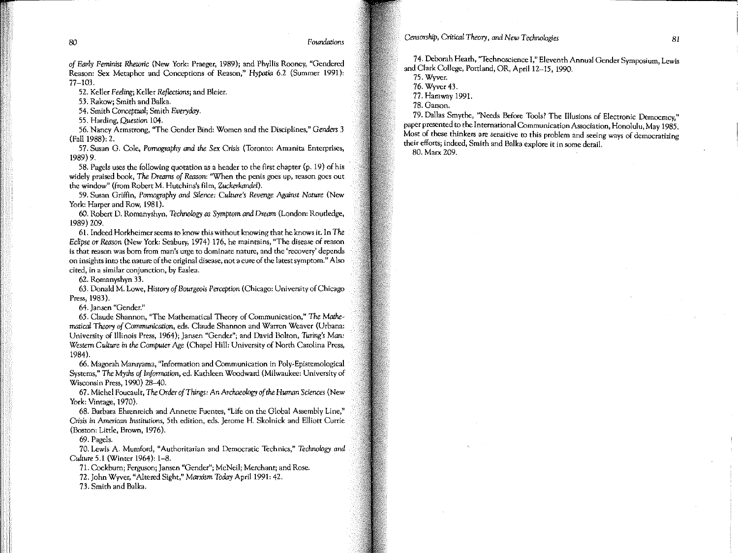*of Early Feminist Rhetoric* (New York: Praeger, 1989); and Phyllis Rooney, "Gendered Reason: Sex Metaphor and Conceptions of Reason," *Hypatia* 6.2 (Summer 1991): 77–103.

52. Keller *Feeling*; Keller *Reflections*; and Bleier.

53. Rakow; Smith and Balka.

54. Smith *Conceptual*; Smith *Everyday*.

55. Harding, *Question* 104.

56. Nancy Armstrong, "The Gender Bind: Women and the Disciplines," *Genders* 3 (Fall 1988): 2.

57. Susan G. Cole, *Pornography and the Sex Crisis* (Toronto: Amanita Enterprises, 1989) 9.

58. Pagels uses the following quotation as a header to the first chapter (p. 19) of his widely praised book, *The Dreams of Reason*: "When the penis goes up, reason goes out the window" (from Robert M. Hutchins's film, *Zuckerkandel*).

59. Susan Griffin, *Pornography and Silence: Culture's Revenge Against Nature* (New York: Harper and Row, 1981).

60. Robert D. Romanyshyn, *Technology as Symptom and Dream* (London: Routledge, 1989) 209.

61. Indeed Horkheimer seems to know this without knowing that he knows it. In *The Eclipse or Reason* (New York: Seabury, 1974) 176, he maintains, "The disease of reason is that reason was born from man's urge to dominate nature, and the 'recovery' depends on insights into the nature of the original disease, not a cure of the latest symptom." Also cited, in a similar conjunction, by Easlea.

62. Romanyshyn 33.

63. Donald M. Lowe, *History of Bourgeois Perception* (Chicago: University of Chicago Press, 1983).

64. Jansen "Gender."

65. Claude Shannon, "The Mathematical Theory of Communication," *The Mathematical Theory of Communication*, eds. Claude Shannon and Warren Weaver (Urbana: University of Illinois Press, 1964); Jansen "Gender"; and David Bolton, *Turing's Man: Western Culture in the Computer Age* (Chapel Hill: University of North Carolina Press, 1984).

66. Magorah Maruyama, "Information and Communication in Poly-Epistemological Systems," *The Myths of Information*, ed. Kathleen Woodward (Milwaukee: University of Wisconsin Press, 1990) 28–40.

67. Michel Foucault, *The Order of Things: An Archaeology of the Human Sciences* (New York: Vintage, 1970).

68. Barbara Ehrenreich and Annette Fuentes, "Life on the Global Assembly Line," *Crisis in American Institutions*, 5th edition, eds. Jerome H. Skolnick and Elliott Currie (Boston: Little, Brown, 1976).

69. Pagels.

70. Lewis A. Mumford, "Authoritarian and Democratic Technics," *Technology and Culture* 5.1 (Winter 1964): 1–8.

71. Cockburn; Ferguson; Jansen "Gender"; McNeil; Merchant; and Rose.

72. John Wyver, "Altered Sight," *Marxism Today* April 1991: 42.

73. Smith and Balka.

74. Deborah Heath, "Technoscience I," Eleventh Annual Gender Symposium, Lewis and Clark College, Portland, OR, April 12–15, 1990.

75. Wyver.

76. Wyver 43.

77. Haraway 1991.

78. Garson.

79. Dallas Smythe, "Needs Before Tools? The Illusions of Electronic Democracy," paper presented to the International Communication Association, Honolulu, May 1985. Most of these thinkers are sensitive to this problem and seeing ways of democratizing their efforts; indeed, Smith and Balka explore it in some detail.

80. Marx 209.